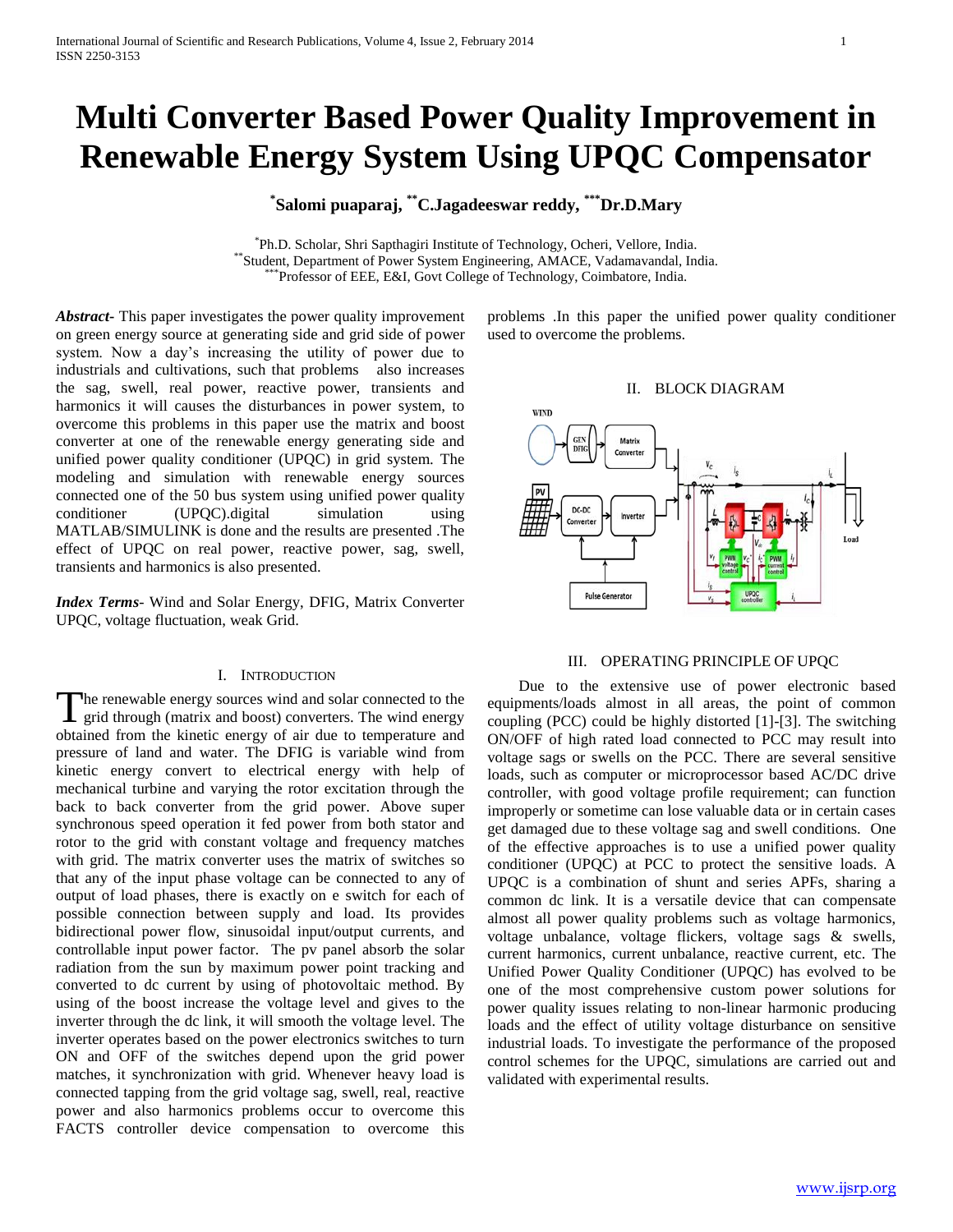# Multi Converter Based Power Quality Improvement in Renewable Energy System Using UPQC Compensator

**[*]Salomi puaparaj, [**]C.Jagadeeswar reddy, [***]Dr.D.Mary**

[*]Ph.D. Scholar, Shri Sapthagiri Institute of Technology, Ocheri, Vellore, India.
[**]Student, Department of Power System Engineering, AMACE, Vadamavandal, India.
[***]Professor of EEE, E&I, Govt College of Technology, Coimbatore, India.

***Abstract***- This paper investigates the power quality improvement on green energy source at generating side and grid side of power system. Now a day's increasing the utility of power due to industrials and cultivations, such that problems also increases the sag, swell, real power, reactive power, transients and harmonics it will causes the disturbances in power system, to overcome this problems in this paper use the matrix and boost converter at one of the renewable energy generating side and unified power quality conditioner (UPQC) in grid system. The modeling and simulation with renewable energy sources connected one of the 50 bus system using unified power quality conditioner (UPQC).digital simulation using MATLAB/SIMULINK is done and the results are presented .The effect of UPQC on real power, reactive power, sag, swell, transients and harmonics is also presented.

***Index Terms***- Wind and Solar Energy, DFIG, Matrix Converter UPQC, voltage fluctuation, weak Grid.

## I. Introduction

The renewable energy sources wind and solar connected to the grid through (matrix and boost) converters. The wind energy obtained from the kinetic energy of air due to temperature and pressure of land and water. The DFIG is variable wind from kinetic energy convert to electrical energy with help of mechanical turbine and varying the rotor excitation through the back to back converter from the grid power. Above super synchronous speed operation it fed power from both stator and rotor to the grid with constant voltage and frequency matches with grid. The matrix converter uses the matrix of switches so that any of the input phase voltage can be connected to any of output of load phases, there is exactly on e switch for each of possible connection between supply and load. Its provides bidirectional power flow, sinusoidal input/output currents, and controllable input power factor. The pv panel absorb the solar radiation from the sun by maximum power point tracking and converted to dc current by using of photovoltaic method. By using of the boost increase the voltage level and gives to the inverter through the dc link, it will smooth the voltage level. The inverter operates based on the power electronics switches to turn ON and OFF of the switches depend upon the grid power matches, it synchronization with grid. Whenever heavy load is connected tapping from the grid voltage sag, swell, real, reactive power and also harmonics problems occur to overcome this FACTS controller device compensation to overcome this problems .In this paper the unified power quality conditioner used to overcome the problems.

## II. Block Diagram

## III. Operating Principle of UPQC

Due to the extensive use of power electronic based equipments/loads almost in all areas, the point of common coupling (PCC) could be highly distorted [1]-[3]. The switching ON/OFF of high rated load connected to PCC may result into voltage sags or swells on the PCC. There are several sensitive loads, such as computer or microprocessor based AC/DC drive controller, with good voltage profile requirement; can function improperly or sometime can lose valuable data or in certain cases get damaged due to these voltage sag and swell conditions. One of the effective approaches is to use a unified power quality conditioner (UPQC) at PCC to protect the sensitive loads. A UPQC is a combination of shunt and series APFs, sharing a common dc link. It is a versatile device that can compensate almost all power quality problems such as voltage harmonics, voltage unbalance, voltage flickers, voltage sags & swells, current harmonics, current unbalance, reactive current, etc. The Unified Power Quality Conditioner (UPQC) has evolved to be one of the most comprehensive custom power solutions for power quality issues relating to non-linear harmonic producing loads and the effect of utility voltage disturbance on sensitive industrial loads. To investigate the performance of the proposed control schemes for the UPQC, simulations are carried out and validated with experimental results.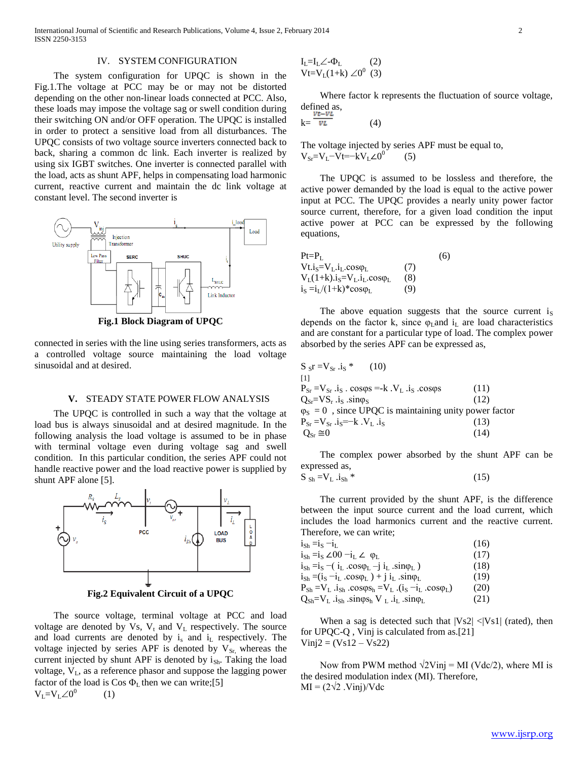## IV. SYSTEM CONFIGURATION

The system configuration for UPQC is shown in the Fig.1.The voltage at PCC may be or may not be distorted depending on the other non-linear loads connected at PCC. Also, these loads may impose the voltage sag or swell condition during their switching ON and/or OFF operation. The UPQC is installed in order to protect a sensitive load from all disturbances. The UPQC consists of two voltage source inverters connected back to back, sharing a common dc link. Each inverter is realized by using six IGBT switches. One inverter is connected parallel with the load, acts as shunt APF, helps in compensating load harmonic current, reactive current and maintain the dc link voltage at constant level. The second inverter is connected in series with the line using series transformers, acts as a controlled voltage source maintaining the load voltage sinusoidal and at desired.

**Fig.1 Block Diagram of UPQC**

## V. STEADY STATE POWER FLOW ANALYSIS

The UPQC is controlled in such a way that the voltage at load bus is always sinusoidal and at desired magnitude. In the following analysis the load voltage is assumed to be in phase with terminal voltage even during voltage sag and swell condition. In this particular condition, the series APF could not handle reactive power and the load reactive power is supplied by shunt APF alone [5].

**Fig.2 Equivalent Circuit of a UPQC**

The source voltage, terminal voltage at PCC and load voltage are denoted by Vs, $V_t$ and $V_L$ respectively. The source and load currents are denoted by $i_s$ and $i_L$ respectively. The voltage injected by series APF is denoted by $V_{Sr}$, whereas the current injected by shunt APF is denoted by $i_{Sh}$. Taking the load voltage, $V_L$, as a reference phasor and suppose the lagging power factor of the load is Cos $\Phi_L$ then we can write;[5]

$V_L = V_L \angle 0^0$ (1)

$I_L = I_L \angle -\Phi_L$ (2)

$Vt = V_L(1+k) \angle 0^0$ (3)

Where factor k represents the fluctuation of source voltage, defined as,

$k = \frac{Vt - VL}{VL}$ (4)

The voltage injected by series APF must be equal to,

$V_{Sr} = V_L - Vt = -kV_L \angle 0^0$ (5)

The UPQC is assumed to be lossless and therefore, the active power demanded by the load is equal to the active power input at PCC. The UPQC provides a nearly unity power factor source current, therefore, for a given load condition the input active power at PCC can be expressed by the following equations,

$Pt = P_L$ (6)

$Vt.i_S = V_L.i_L.\cos\varphi_L$ (7)

$V_L(1+k).i_S = V_L.i_L.\cos\varphi_L$ (8)

$i_S = i_L/(1+k) * \cos\varphi_L$ (9)

The above equation suggests that the source current $i_S$ depends on the factor k, since $\varphi_L$ and $i_L$ are load characteristics and are constant for a particular type of load. The complex power absorbed by the series APF can be expressed as,

$S_{Sr} = V_{Sr}.i_S^*$ (10)

[1]

$P_{Sr} = V_{Sr}.i_S.\cos\varphi s = -k.V_L.i_S.\cos\varphi s$ (11)

$Q_{Sr} = VS_r.i_S.\sin\varphi_S$ (12)

$\varphi_S = 0$ , since UPQC is maintaining unity power factor

$P_{Sr} = V_{Sr}.i_S = -k.V_L.i_S$ (13)

$Q_{Sr} \cong 0$ (14)

The complex power absorbed by the shunt APF can be expressed as,

$S_{sh} = V_L.i_{Sh}^*$ (15)

The current provided by the shunt APF, is the difference between the input source current and the load current, which includes the load harmonics current and the reactive current. Therefore, we can write;

$i_{Sh} = i_S - i_L$ (16)

$i_{Sh} = i_S \angle 00 - i_L \angle \varphi_L$ (17)

$i_{Sh} = i_S - (i_L.\cos\varphi_L - j\, i_L.\sin\varphi_L)$ (18)

$i_{Sh} = (i_S - i_L.\cos\varphi_L) + j\, i_L.\sin\varphi_L$ (19)

$P_{Sh} = V_L.i_{Sh}.\cos\varphi s_h = V_L.(i_S - i_L.\cos\varphi_L)$ (20)

$Q_{Sh} = V_L.i_{Sh}.\sin\varphi s_h\, V_L.i_L.\sin\varphi_L$ (21)

When a sag is detected such that |Vs2| <|Vs1| (rated), then for UPQC-Q , Vinj is calculated from as.[21]

Vinj2 = (Vs12 – Vs22)

Now from PWM method $\sqrt{2}$Vinj = MI (Vdc/2), where MI is the desired modulation index (MI). Therefore,

MI = (2$\sqrt{2}$ .Vinj)/Vdc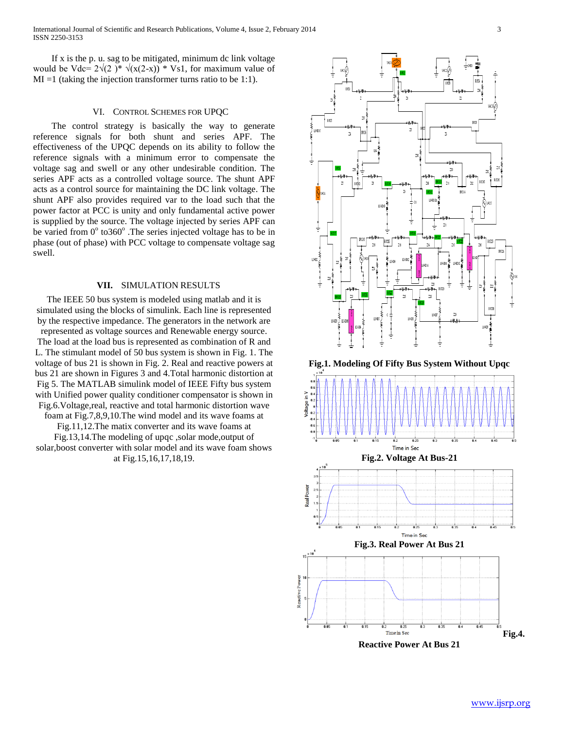If x is the p. u. sag to be mitigated, minimum dc link voltage would be $V_{dc} = 2\sqrt{2} * \sqrt{x(2-x)} * V_{s1}$, for maximum value of MI =1 (taking the injection transformer turns ratio to be 1:1).

## VI. CONTROL SCHEMES FOR UPQC

The control strategy is basically the way to generate reference signals for both shunt and series APF. The effectiveness of the UPQC depends on its ability to follow the reference signals with a minimum error to compensate the voltage sag and swell or any other undesirable condition. The series APF acts as a controlled voltage source. The shunt APF acts as a control source for maintaining the DC link voltage. The shunt APF also provides required var to the load such that the power factor at PCC is unity and only fundamental active power is supplied by the source. The voltage injected by series APF can be varied from $0^o$ to$360^o$ .The series injected voltage has to be in phase (out of phase) with PCC voltage to compensate voltage sag swell.

## VII. SIMULATION RESULTS

The IEEE 50 bus system is modeled using matlab and it is simulated using the blocks of simulink. Each line is represented by the respective impedance. The generators in the network are represented as voltage sources and Renewable energy source. The load at the load bus is represented as combination of R and L. The stimulant model of 50 bus system is shown in Fig. 1. The voltage of bus 21 is shown in Fig. 2. Real and reactive powers at bus 21 are shown in Figures 3 and 4.Total harmonic distortion at Fig 5. The MATLAB simulink model of IEEE Fifty bus system with Unified power quality conditioner compensator is shown in Fig.6.Voltage,real, reactive and total harmonic distortion wave foam at Fig.7,8,9,10.The wind model and its wave foams at Fig.11,12.The matix converter and its wave foams at Fig.13,14.The modeling of upqc ,solar mode,output of solar,boost converter with solar model and its wave foam shows at Fig.15,16,17,18,19.

**Fig.1. Modeling Of Fifty Bus System Without Upqc**

**Fig.2. Voltage At Bus-21**

**Fig.3. Real Power At Bus 21**

**Fig.4. Reactive Power At Bus 21**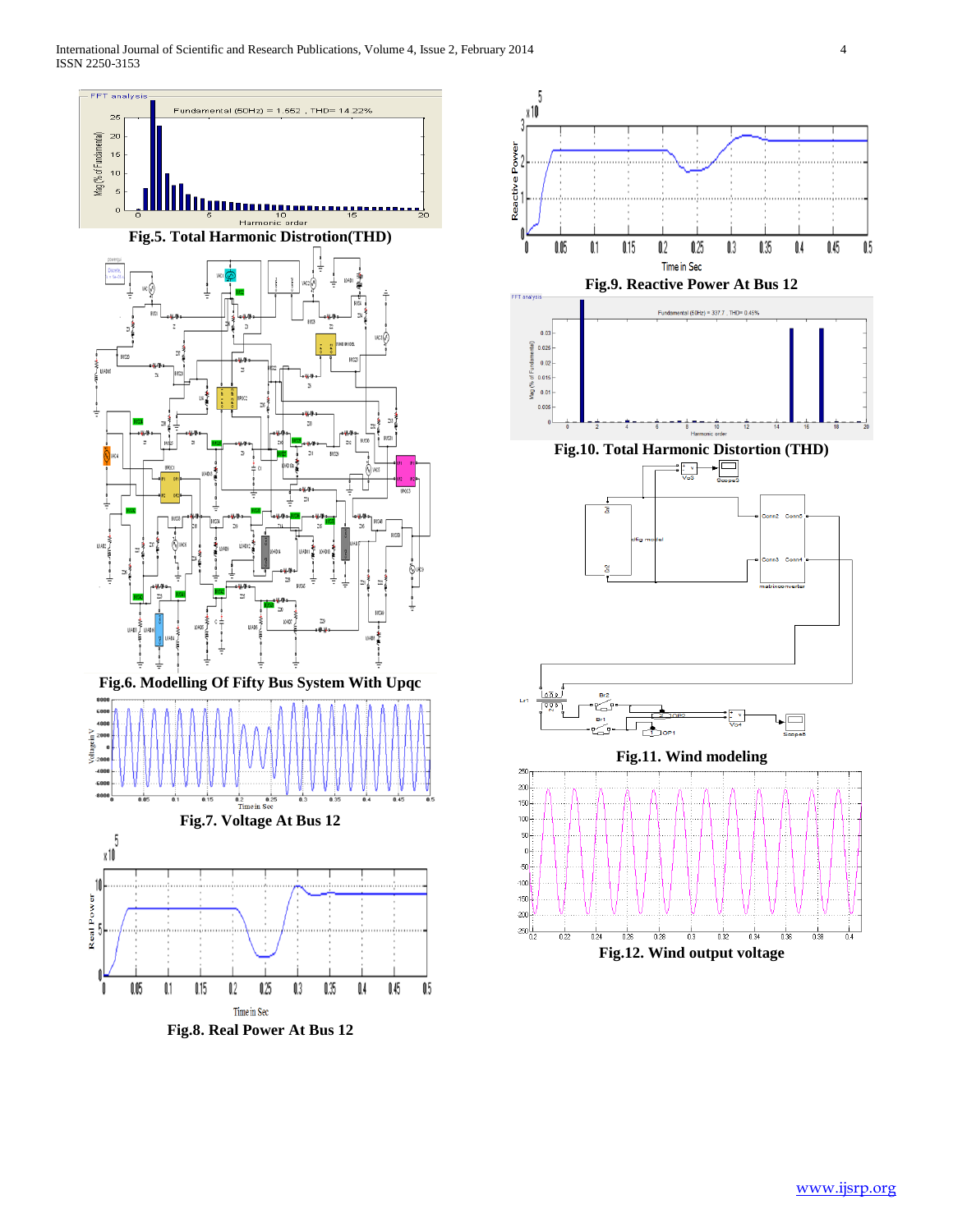Fig.5. Total Harmonic Distrotion(THD)

Fig.6. Modelling Of Fifty Bus System With Upqc

Fig.7. Voltage At Bus 12

Fig.8. Real Power At Bus 12

Fig.9. Reactive Power At Bus 12

Fig.10. Total Harmonic Distortion (THD)

Fig.11. Wind modeling

Fig.12. Wind output voltage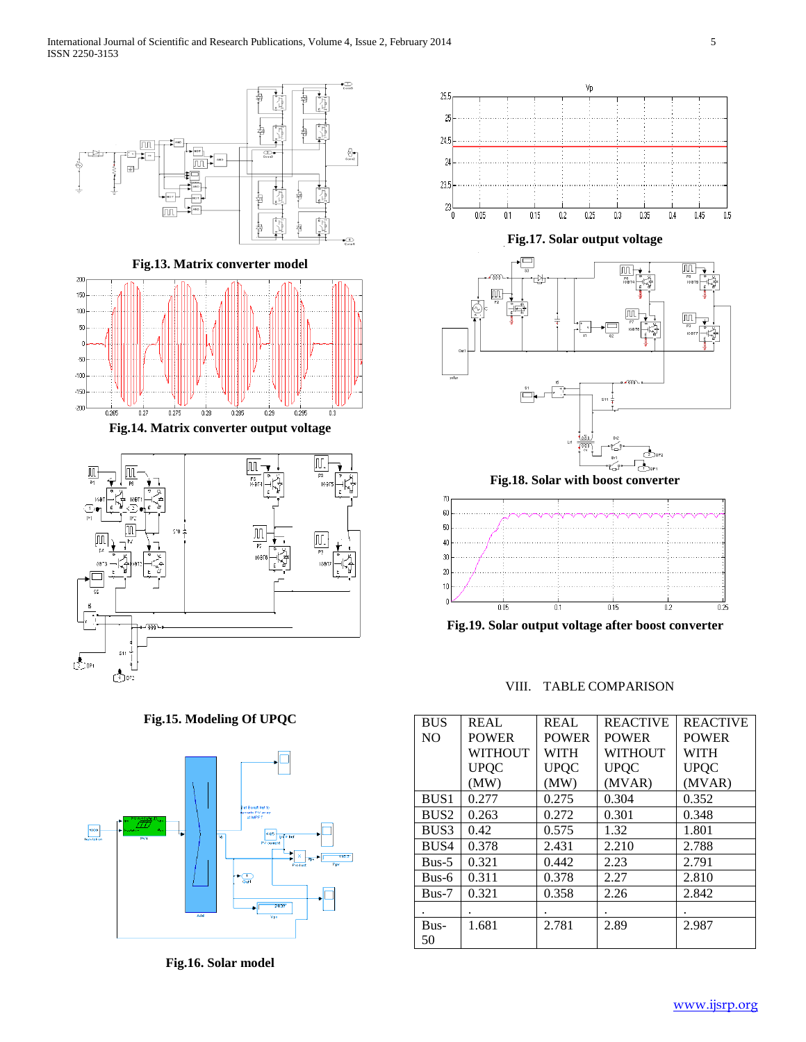Fig.13. Matrix converter model

Fig.14. Matrix converter output voltage

Fig.15. Modeling Of UPQC

Fig.16. Solar model

Fig.17. Solar output voltage

Fig.18. Solar with boost converter

Fig.19. Solar output voltage after boost converter

## VIII. TABLE COMPARISON

| BUS NO | REAL POWER WITHOUT UPQC (MW) | REAL POWER WITH UPQC (MW) | REACTIVE POWER WITHOUT UPQC (MVAR) | REACTIVE POWER WITH UPQC (MVAR) |
|---|---|---|---|---|
| BUS1 | 0.277 | 0.275 | 0.304 | 0.352 |
| BUS2 | 0.263 | 0.272 | 0.301 | 0.348 |
| BUS3 | 0.42 | 0.575 | 1.32 | 1.801 |
| BUS4 | 0.378 | 2.431 | 2.210 | 2.788 |
| Bus-5 | 0.321 | 0.442 | 2.23 | 2.791 |
| Bus-6 | 0.311 | 0.378 | 2.27 | 2.810 |
| Bus-7 | 0.321 | 0.358 | 2.26 | 2.842 |
| . | . | . | . | . |
| Bus-50 | 1.681 | 2.781 | 2.89 | 2.987 |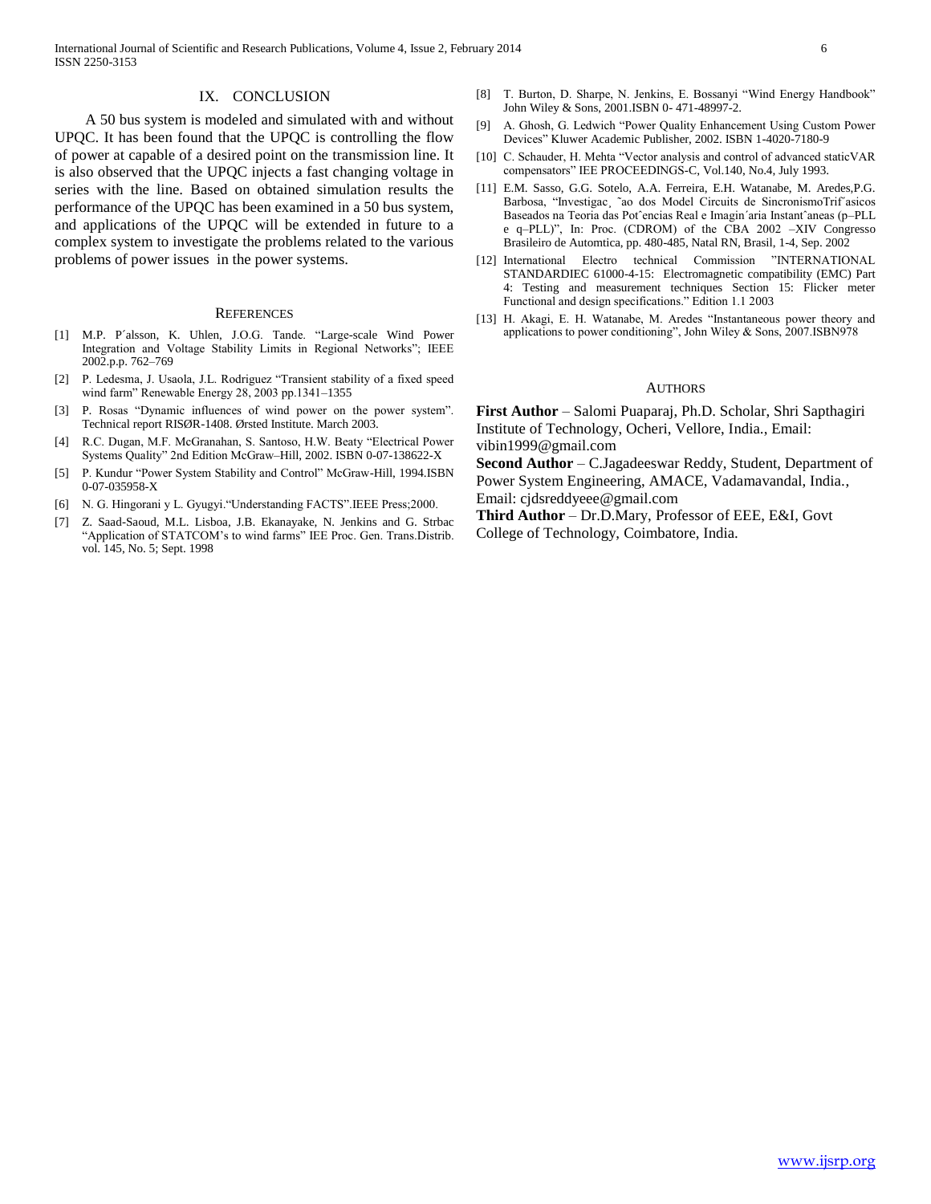## IX. CONCLUSION

A 50 bus system is modeled and simulated with and without UPQC. It has been found that the UPQC is controlling the flow of power at capable of a desired point on the transmission line. It is also observed that the UPQC injects a fast changing voltage in series with the line. Based on obtained simulation results the performance of the UPQC has been examined in a 50 bus system, and applications of the UPQC will be extended in future to a complex system to investigate the problems related to the various problems of power issues in the power systems.

## REFERENCES

[1] M.P. P´alsson, K. Uhlen, J.O.G. Tande. "Large-scale Wind Power Integration and Voltage Stability Limits in Regional Networks"; IEEE 2002.p.p. 762–769

[2] P. Ledesma, J. Usaola, J.L. Rodriguez "Transient stability of a fixed speed wind farm" Renewable Energy 28, 2003 pp.1341–1355

[3] P. Rosas "Dynamic influences of wind power on the power system". Technical report RISØR-1408. Ørsted Institute. March 2003.

[4] R.C. Dugan, M.F. McGranahan, S. Santoso, H.W. Beaty "Electrical Power Systems Quality" 2nd Edition McGraw–Hill, 2002. ISBN 0-07-138622-X

[5] P. Kundur "Power System Stability and Control" McGraw-Hill, 1994.ISBN 0-07-035958-X

[6] N. G. Hingorani y L. Gyugyi."Understanding FACTS".IEEE Press;2000.

[7] Z. Saad-Saoud, M.L. Lisboa, J.B. Ekanayake, N. Jenkins and G. Strbac "Application of STATCOM's to wind farms" IEE Proc. Gen. Trans.Distrib. vol. 145, No. 5; Sept. 1998

[8] T. Burton, D. Sharpe, N. Jenkins, E. Bossanyi "Wind Energy Handbook" John Wiley & Sons, 2001.ISBN 0- 471-48997-2.

[9] A. Ghosh, G. Ledwich "Power Quality Enhancement Using Custom Power Devices" Kluwer Academic Publisher, 2002. ISBN 1-4020-7180-9

[10] C. Schauder, H. Mehta "Vector analysis and control of advanced staticVAR compensators" IEE PROCEEDINGS-C, Vol.140, No.4, July 1993.

[11] E.M. Sasso, G.G. Sotelo, A.A. Ferreira, E.H. Watanabe, M. Aredes,P.G. Barbosa, "Investigac¸ ˜ao dos Model Circuits de SincronismoTrif´asicos Baseados na Teoria das Potˆencias Real e Imagin´aria Instantˆaneas (p–PLL e q–PLL)", In: Proc. (CDROM) of the CBA 2002 –XIV Congresso Brasileiro de Automtica, pp. 480-485, Natal RN, Brasil, 1-4, Sep. 2002

[12] International Electro technical Commission "INTERNATIONAL STANDARDIEC 61000-4-15: Electromagnetic compatibility (EMC) Part 4: Testing and measurement techniques Section 15: Flicker meter Functional and design specifications." Edition 1.1 2003

[13] H. Akagi, E. H. Watanabe, M. Aredes "Instantaneous power theory and applications to power conditioning", John Wiley & Sons, 2007.ISBN978

## AUTHORS

**First Author** – Salomi Puaparaj, Ph.D. Scholar, Shri Sapthagiri Institute of Technology, Ocheri, Vellore, India., Email: vibin1999@gmail.com

**Second Author** – C.Jagadeeswar Reddy, Student, Department of Power System Engineering, AMACE, Vadamavandal, India., Email: cjdsreddyeee@gmail.com

**Third Author** – Dr.D.Mary, Professor of EEE, E&I, Govt College of Technology, Coimbatore, India.